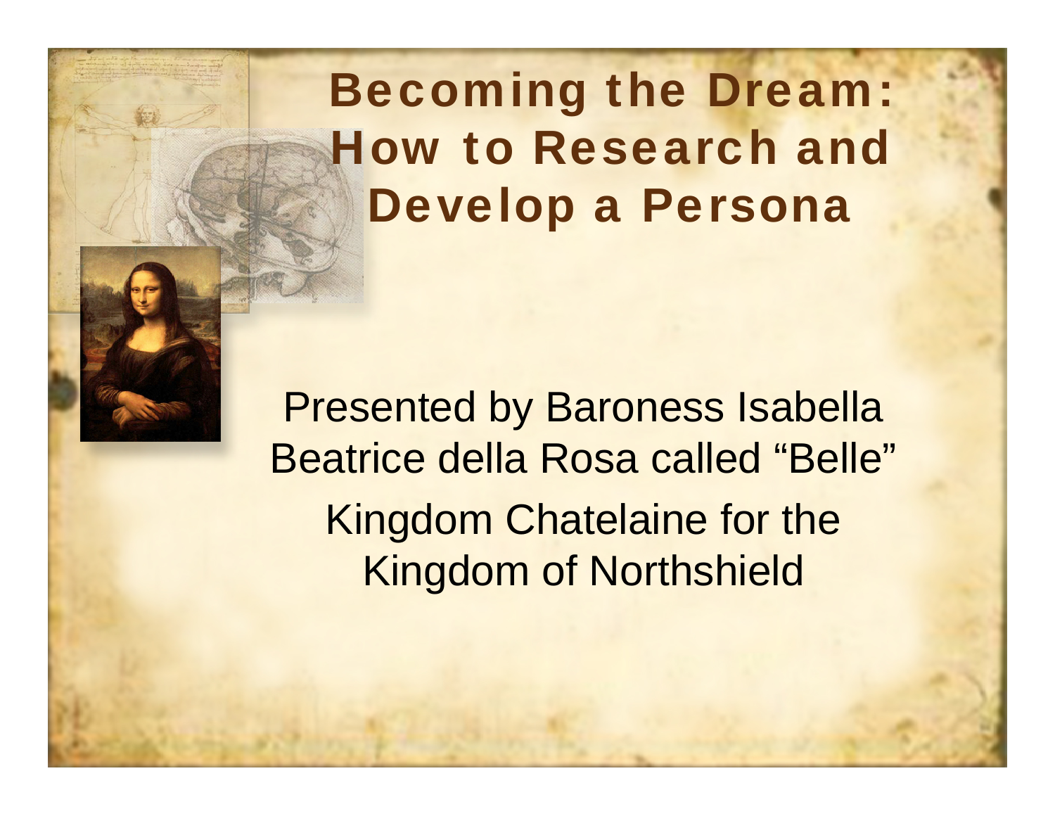# Becoming the Dream: How to Research and Develop a Persona

Presented by Baroness Isabella Beatrice della Rosa called "Belle"

Kingdom Chatelaine for the Kingdom of Northshield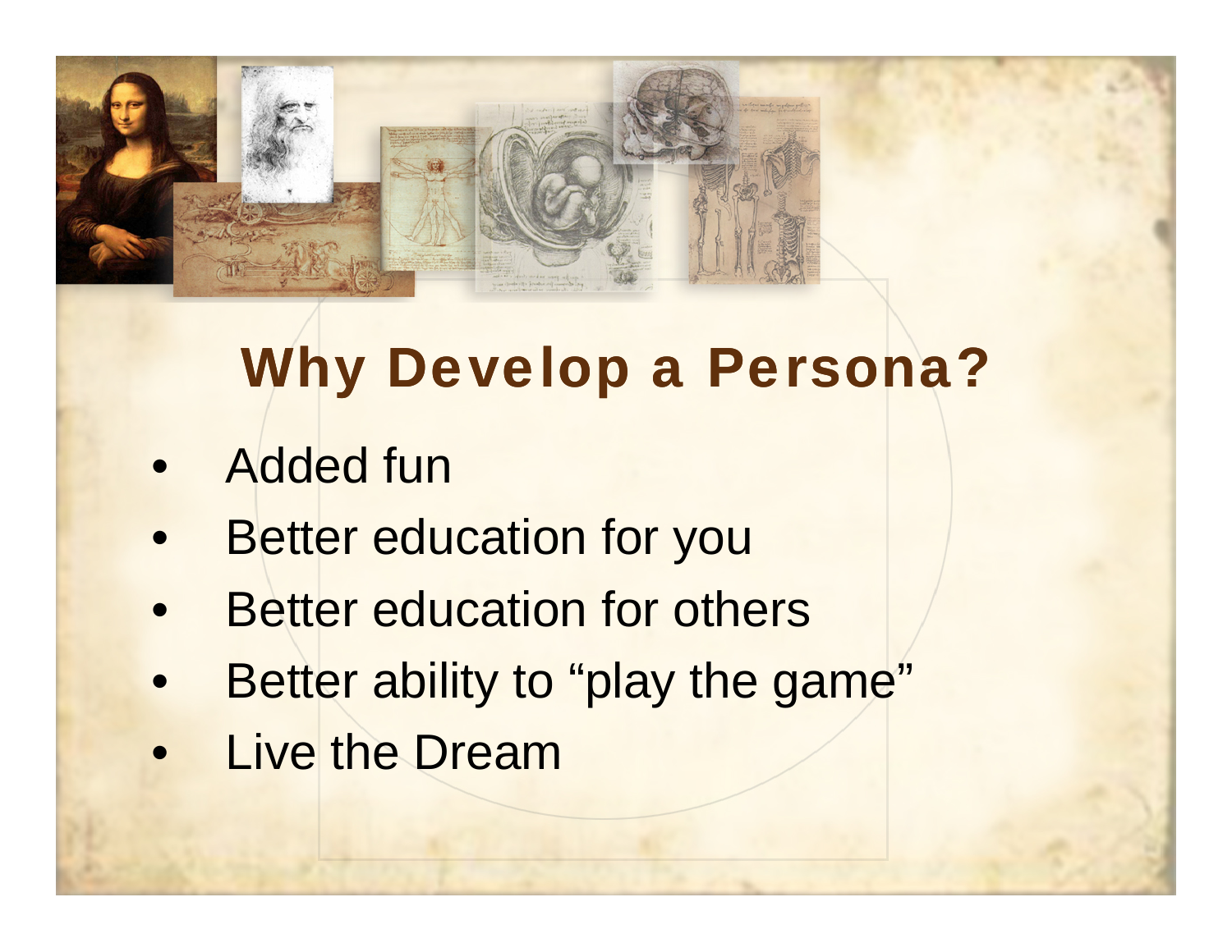# Why Develop a Persona?

- Added fun
- Better education for you
- Better education for others
- Better ability to "play the game"
- Live the Dream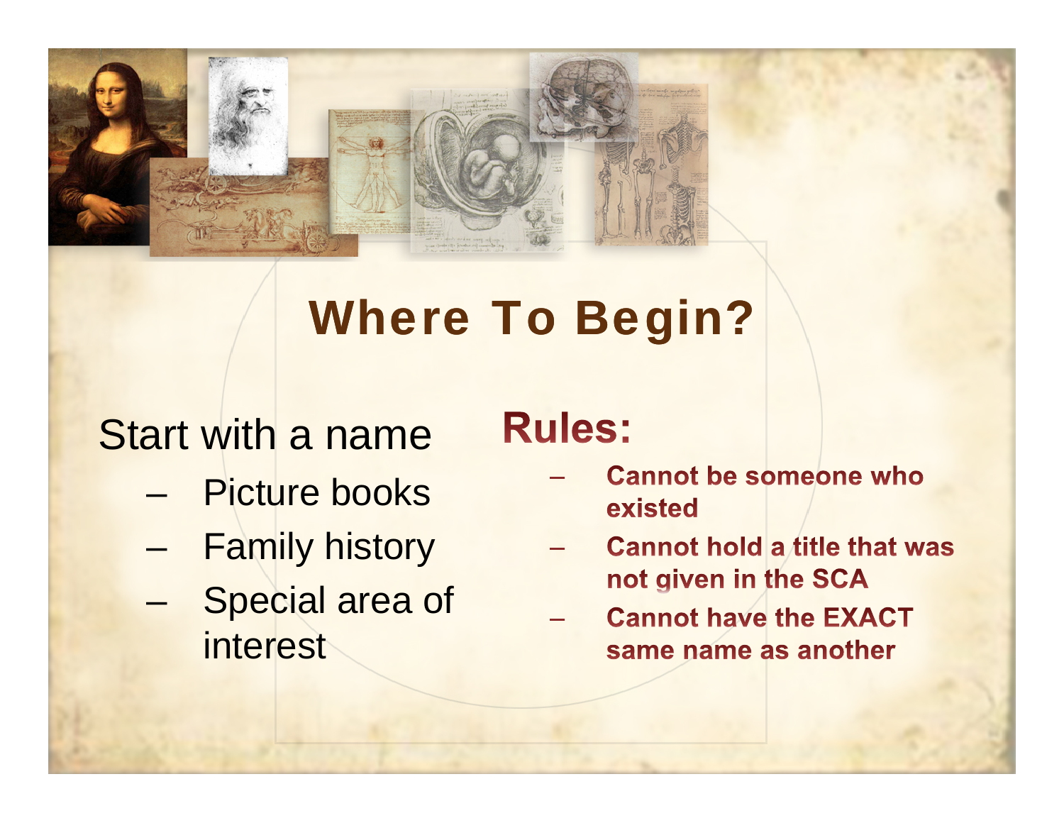# Where To Begin?

Start with a name

- Picture books
- Family history
- Special area of interest

## Rules:

- **Cannot be someone who existed**
- **Cannot hold a title that was not given in the SCA**
- **Cannot have the EXACT same name as another**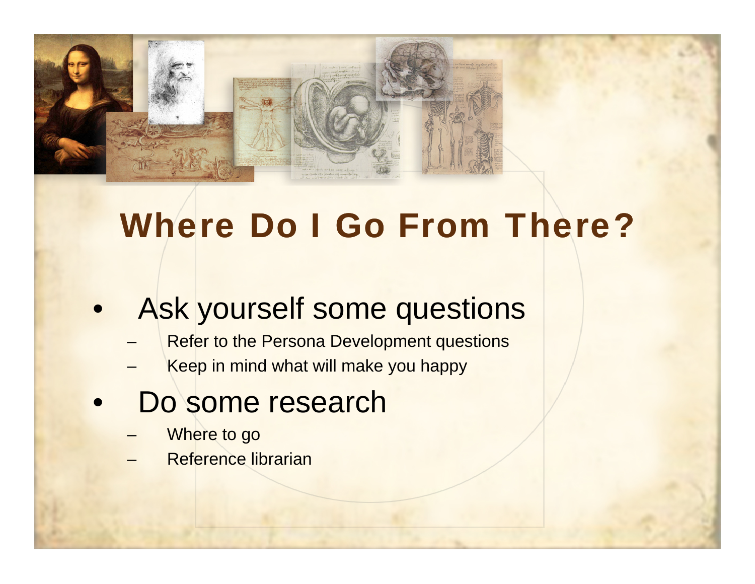# Where Do I Go From There?

- Ask yourself some questions
  - Refer to the Persona Development questions
  - Keep in mind what will make you happy
- Do some research
  - Where to go
  - Reference librarian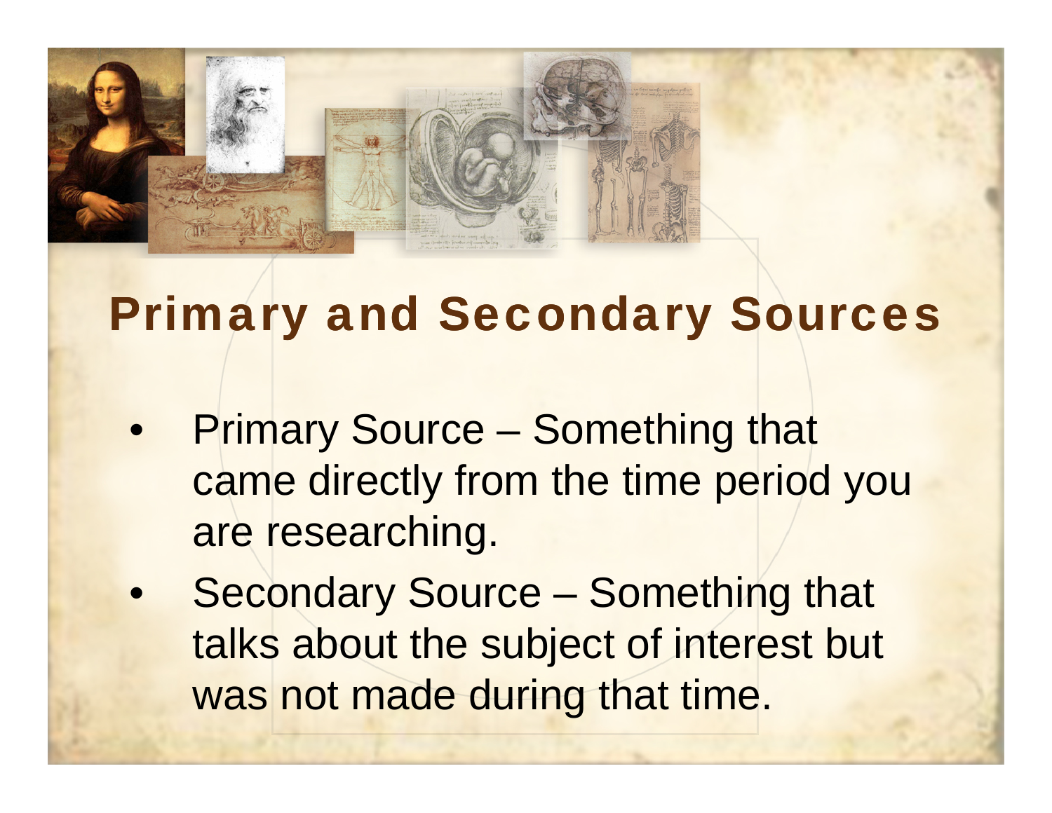# Primary and Secondary Sources

- Primary Source – Something that came directly from the time period you are researching.
- Secondary Source – Something that talks about the subject of interest but was not made during that time.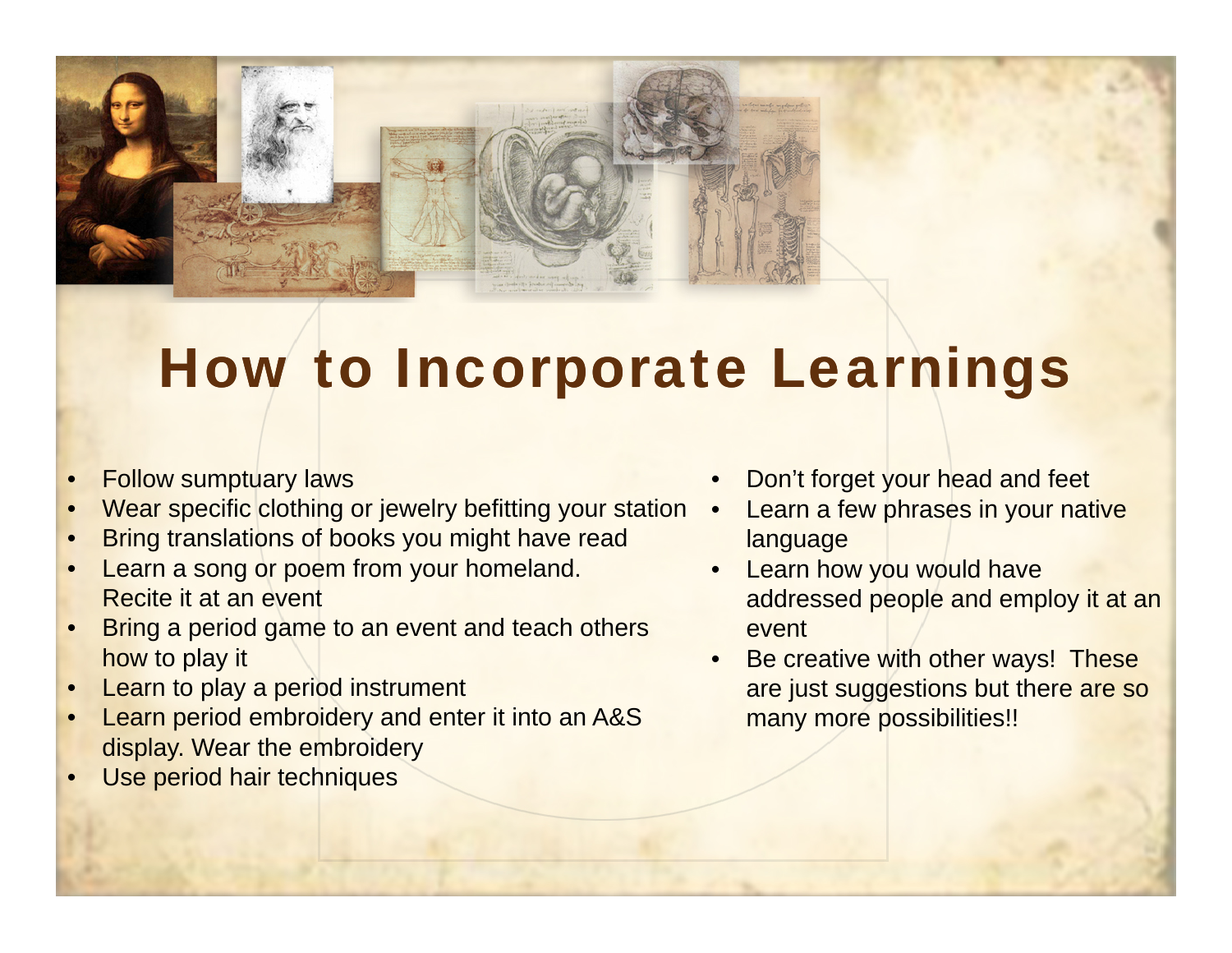# How to Incorporate Learnings

- Follow sumptuary laws
- Wear specific clothing or jewelry befitting your station
- Bring translations of books you might have read
- Learn a song or poem from your homeland. Recite it at an event
- Bring a period game to an event and teach others how to play it
- Learn to play a period instrument
- Learn period embroidery and enter it into an A&S display. Wear the embroidery
- Use period hair techniques
- Don't forget your head and feet
- Learn a few phrases in your native language
- Learn how you would have addressed people and employ it at an event
- Be creative with other ways! These are just suggestions but there are so many more possibilities!!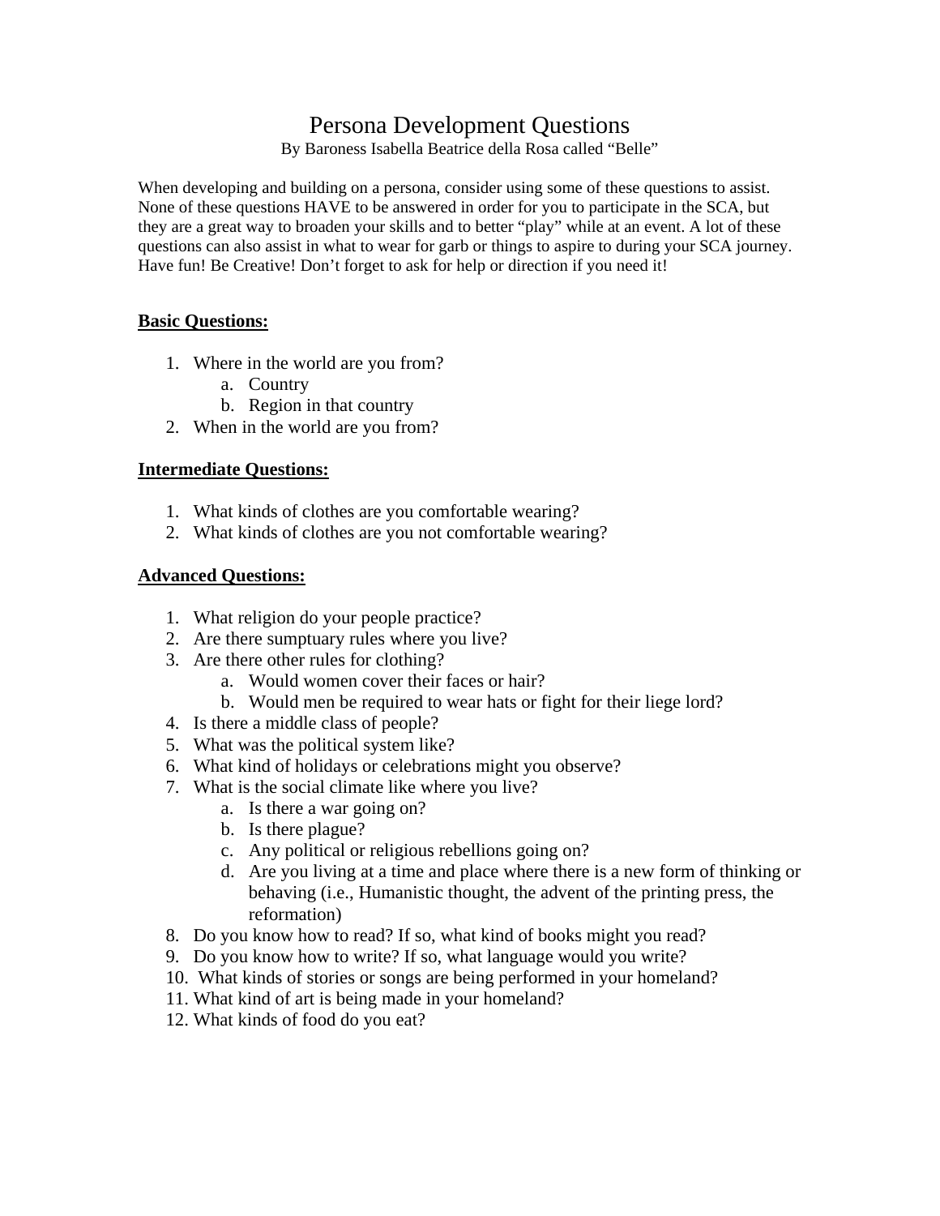# Persona Development Questions

By Baroness Isabella Beatrice della Rosa called "Belle"

When developing and building on a persona, consider using some of these questions to assist. None of these questions HAVE to be answered in order for you to participate in the SCA, but they are a great way to broaden your skills and to better "play" while at an event. A lot of these questions can also assist in what to wear for garb or things to aspire to during your SCA journey. Have fun! Be Creative! Don't forget to ask for help or direction if you need it!

**Basic Questions:**

1. Where in the world are you from?
   a. Country
   b. Region in that country
2. When in the world are you from?

**Intermediate Questions:**

1. What kinds of clothes are you comfortable wearing?
2. What kinds of clothes are you not comfortable wearing?

**Advanced Questions:**

1. What religion do your people practice?
2. Are there sumptuary rules where you live?
3. Are there other rules for clothing?
   a. Would women cover their faces or hair?
   b. Would men be required to wear hats or fight for their liege lord?
4. Is there a middle class of people?
5. What was the political system like?
6. What kind of holidays or celebrations might you observe?
7. What is the social climate like where you live?
   a. Is there a war going on?
   b. Is there plague?
   c. Any political or religious rebellions going on?
   d. Are you living at a time and place where there is a new form of thinking or behaving (i.e., Humanistic thought, the advent of the printing press, the reformation)
8. Do you know how to read? If so, what kind of books might you read?
9. Do you know how to write? If so, what language would you write?
10. What kinds of stories or songs are being performed in your homeland?
11. What kind of art is being made in your homeland?
12. What kinds of food do you eat?